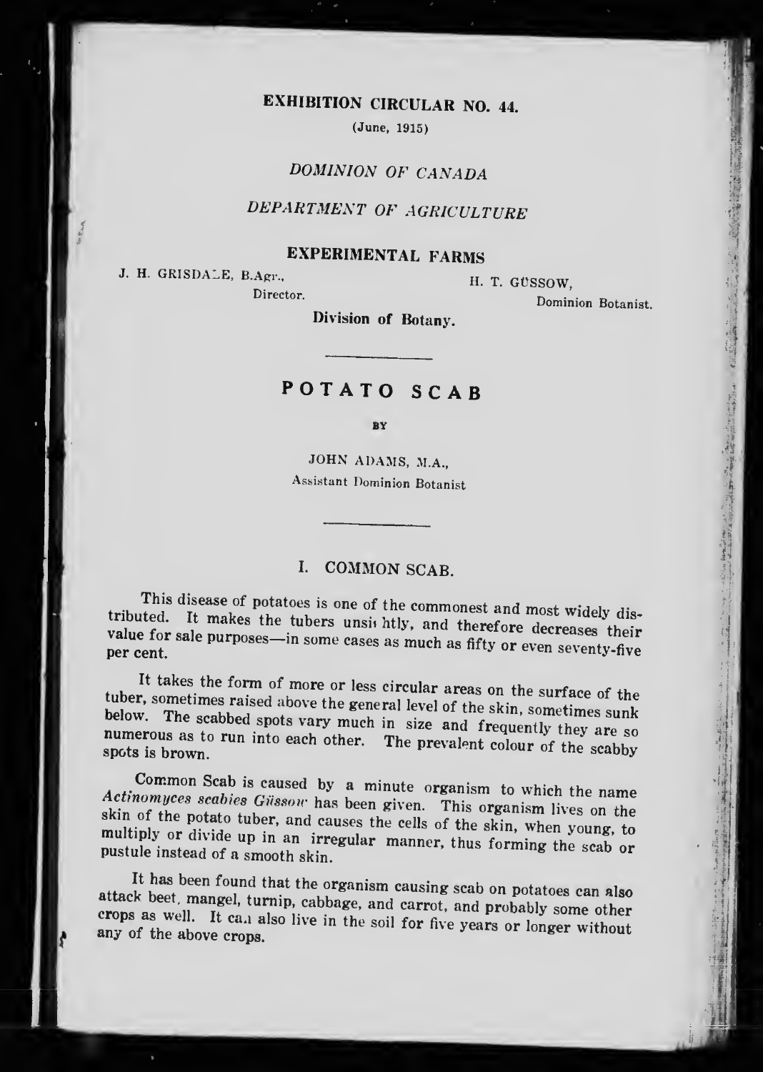**EXHIBITION CIRCULAR NO. 44.**

(June, 1915)

*DOMINION OF CANADA*

*DEPARTMENT OF AGRICULTURE*

**EXPERIMENTAL FARMS**

J. H. GRISDALE, B.Agr., Director.

H. T. GÜSSOW, Dominion Botanist.

**Division of Botany.**

# POTATO SCAB

BY

JOHN ADAMS, M.A.,
Assistant Dominion Botanist

## I. COMMON SCAB.

This disease of potatoes is one of the commonest and most widely distributed. It makes the tubers unsightly, and therefore decreases their value for sale purposes—in some cases as much as fifty or even seventy-five per cent.

It takes the form of more or less circular areas on the surface of the tuber, sometimes raised above the general level of the skin, sometimes sunk below. The scabbed spots vary much in size and frequently they are so numerous as to run into each other. The prevalent colour of the scabby spots is brown.

Common Scab is caused by a minute organism to which the name *Actinomyces scabies Güssow* has been given. This organism lives on the skin of the potato tuber, and causes the cells of the skin, when young, to multiply or divide up in an irregular manner, thus forming the scab or pustule instead of a smooth skin.

It has been found that the organism causing scab on potatoes can also attack beet, mangel, turnip, cabbage, and carrot, and probably some other crops as well. It can also live in the soil for five years or longer without any of the above crops.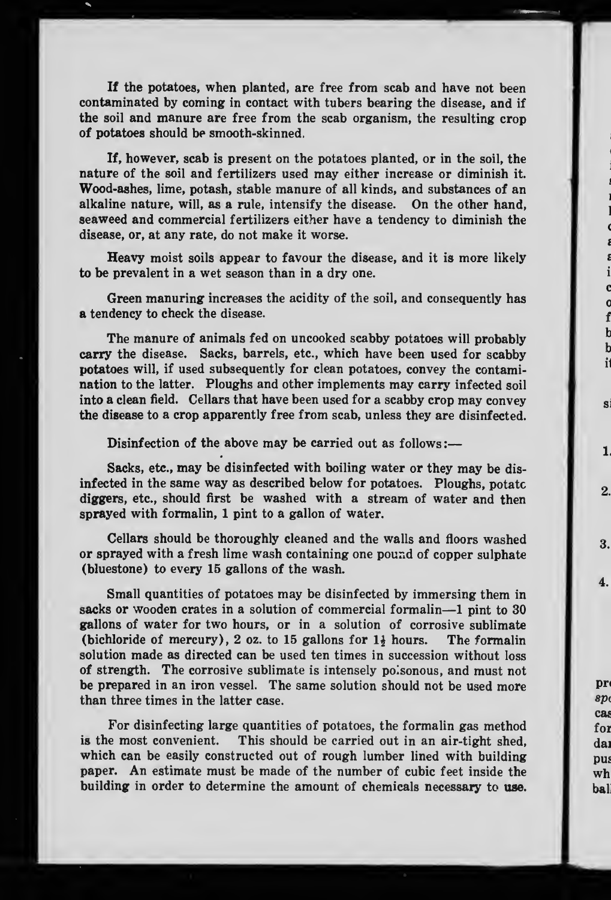If the potatoes, when planted, are free from scab and have not been contaminated by coming in contact with tubers bearing the disease, and if the soil and manure are free from the scab organism, the resulting crop of potatoes should be smooth-skinned.

If, however, scab is present on the potatoes planted, or in the soil, the nature of the soil and fertilizers used may either increase or diminish it. Wood-ashes, lime, potash, stable manure of all kinds, and substances of an alkaline nature, will, as a rule, intensify the disease. On the other hand, seaweed and commercial fertilizers either have a tendency to diminish the disease, or, at any rate, do not make it worse.

Heavy moist soils appear to favour the disease, and it is more likely to be prevalent in a wet season than in a dry one.

Green manuring increases the acidity of the soil, and consequently has a tendency to check the disease.

The manure of animals fed on uncooked scabby potatoes will probably carry the disease. Sacks, barrels, etc., which have been used for scabby potatoes will, if used subsequently for clean potatoes, convey the contamination to the latter. Ploughs and other implements may carry infected soil into a clean field. Cellars that have been used for a scabby crop may convey the disease to a crop apparently free from scab, unless they are disinfected.

Disinfection of the above may be carried out as follows:—

Sacks, etc., may be disinfected with boiling water or they may be disinfected in the same way as described below for potatoes. Ploughs, potato diggers, etc., should first be washed with a stream of water and then sprayed with formalin, 1 pint to a gallon of water.

Cellars should be thoroughly cleaned and the walls and floors washed or sprayed with a fresh lime wash containing one pound of copper sulphate (bluestone) to every 15 gallons of the wash.

Small quantities of potatoes may be disinfected by immersing them in sacks or wooden crates in a solution of commercial formalin—1 pint to 30 gallons of water for two hours, or in a solution of corrosive sublimate (bichloride of mercury), 2 oz. to 15 gallons for 1½ hours. The formalin solution made as directed can be used ten times in succession without loss of strength. The corrosive sublimate is intensely poisonous, and must not be prepared in an iron vessel. The same solution should not be used more than three times in the latter case.

For disinfecting large quantities of potatoes, the formalin gas method is the most convenient. This should be carried out in an air-tight shed, which can be easily constructed out of rough lumber lined with building paper. An estimate must be made of the number of cubic feet inside the building in order to determine the amount of chemicals necessary to use.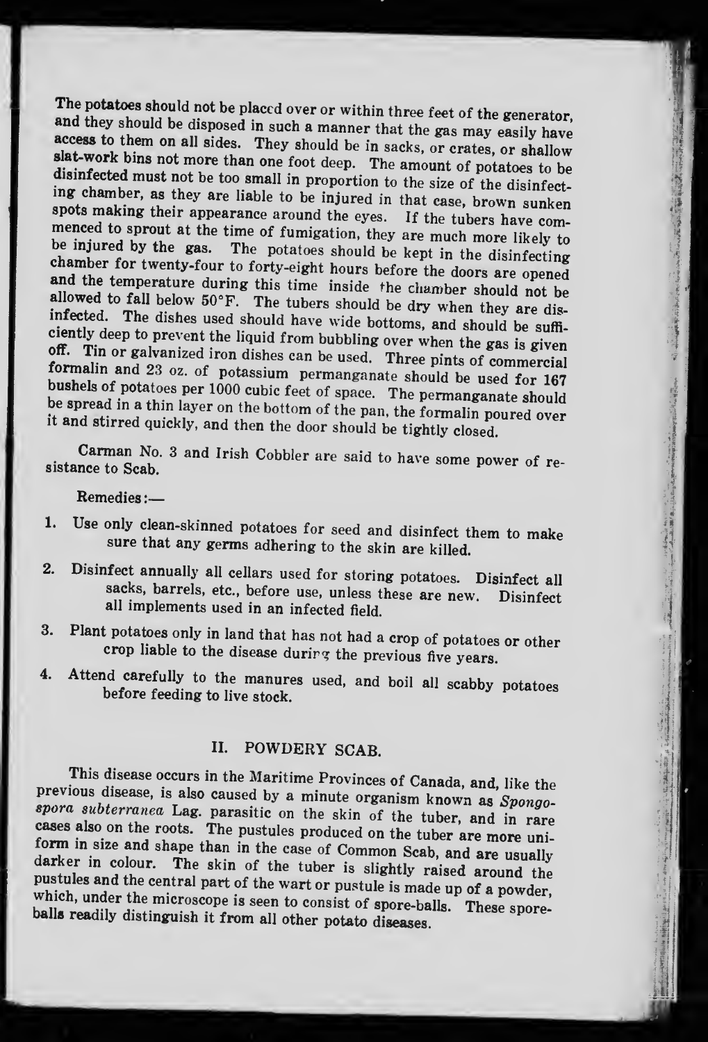The potatoes should not be placed over or within three feet of the generator, and they should be disposed in such a manner that the gas may easily have access to them on all sides. They should be in sacks, or crates, or shallow slat-work bins not more than one foot deep. The amount of potatoes to be disinfected must not be too small in proportion to the size of the disinfecting chamber, as they are liable to be injured in that case, brown sunken spots making their appearance around the eyes. If the tubers have commenced to sprout at the time of fumigation, they are much more likely to be injured by the gas. The potatoes should be kept in the disinfecting chamber for twenty-four to forty-eight hours before the doors are opened and the temperature during this time inside the chamber should not be allowed to fall below 50°F. The tubers should be dry when they are disinfected. The dishes used should have wide bottoms, and should be sufficiently deep to prevent the liquid from bubbling over when the gas is given off. Tin or galvanized iron dishes can be used. Three pints of commercial formalin and 23 oz. of potassium permanganate should be used for 167 bushels of potatoes per 1000 cubic feet of space. The permanganate should be spread in a thin layer on the bottom of the pan, the formalin poured over it and stirred quickly, and then the door should be tightly closed.

Carman No. 3 and Irish Cobbler are said to have some power of resistance to Scab.

Remedies:—

1. Use only clean-skinned potatoes for seed and disinfect them to make sure that any germs adhering to the skin are killed.
2. Disinfect annually all cellars used for storing potatoes. Disinfect all sacks, barrels, etc., before use, unless these are new. Disinfect all implements used in an infected field.
3. Plant potatoes only in land that has not had a crop of potatoes or other crop liable to the disease during the previous five years.
4. Attend carefully to the manures used, and boil all scabby potatoes before feeding to live stock.

## II. POWDERY SCAB.

This disease occurs in the Maritime Provinces of Canada, and, like the previous disease, is also caused by a minute organism known as *Spongospora subterranea* Lag. parasitic on the skin of the tuber, and in rare cases also on the roots. The pustules produced on the tuber are more uniform in size and shape than in the case of Common Scab, and are usually darker in colour. The skin of the tuber is slightly raised around the pustules and the central part of the wart or pustule is made up of a powder, which, under the microscope is seen to consist of spore-balls. These spore-balls readily distinguish it from all other potato diseases.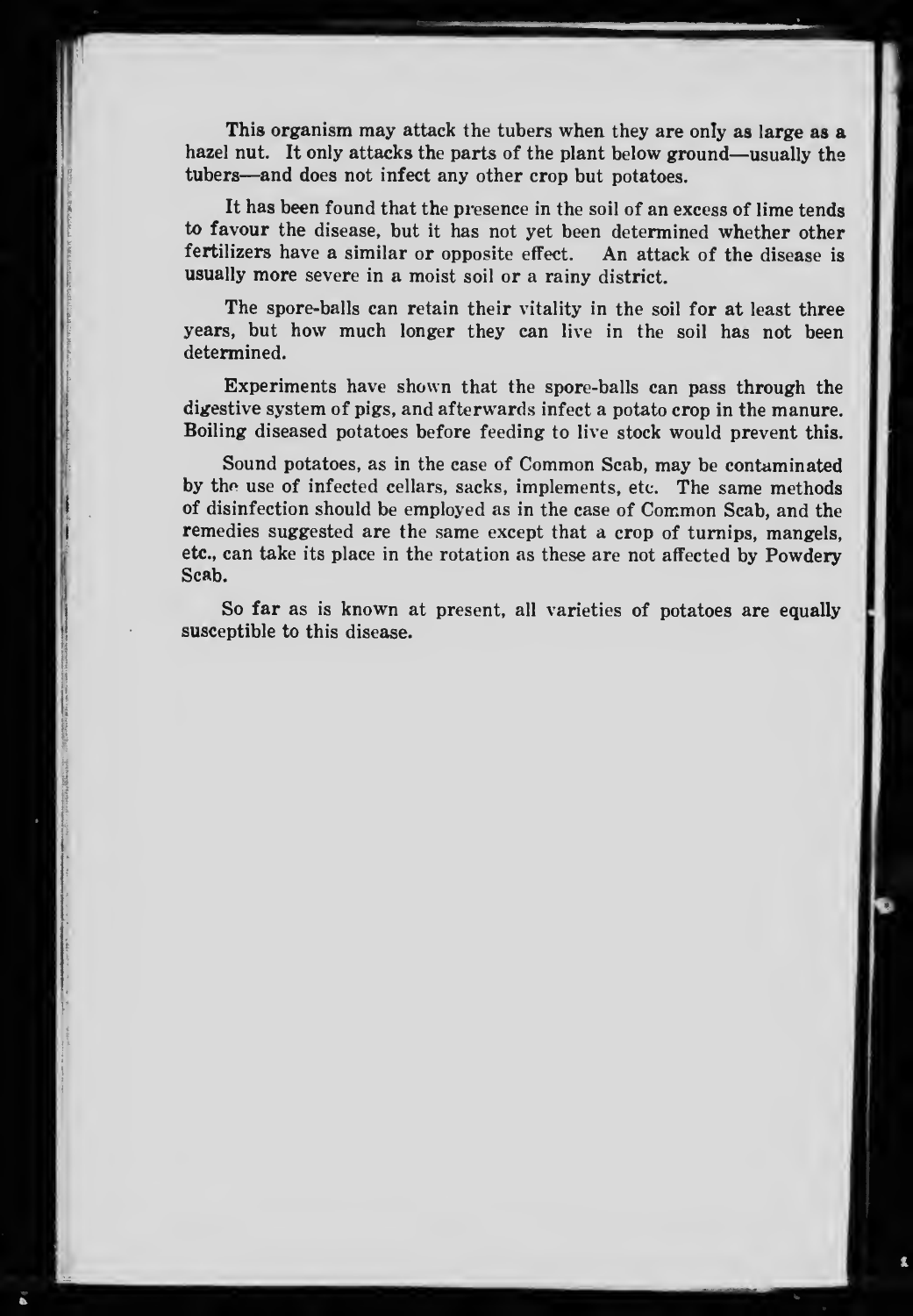This organism may attack the tubers when they are only as large as a hazel nut. It only attacks the parts of the plant below ground—usually the tubers—and does not infect any other crop but potatoes.

It has been found that the presence in the soil of an excess of lime tends to favour the disease, but it has not yet been determined whether other fertilizers have a similar or opposite effect. An attack of the disease is usually more severe in a moist soil or a rainy district.

The spore-balls can retain their vitality in the soil for at least three years, but how much longer they can live in the soil has not been determined.

Experiments have shown that the spore-balls can pass through the digestive system of pigs, and afterwards infect a potato crop in the manure. Boiling diseased potatoes before feeding to live stock would prevent this.

Sound potatoes, as in the case of Common Scab, may be contaminated by the use of infected cellars, sacks, implements, etc. The same methods of disinfection should be employed as in the case of Common Scab, and the remedies suggested are the same except that a crop of turnips, mangels, etc., can take its place in the rotation as these are not affected by Powdery Scab.

So far as is known at present, all varieties of potatoes are equally susceptible to this disease.